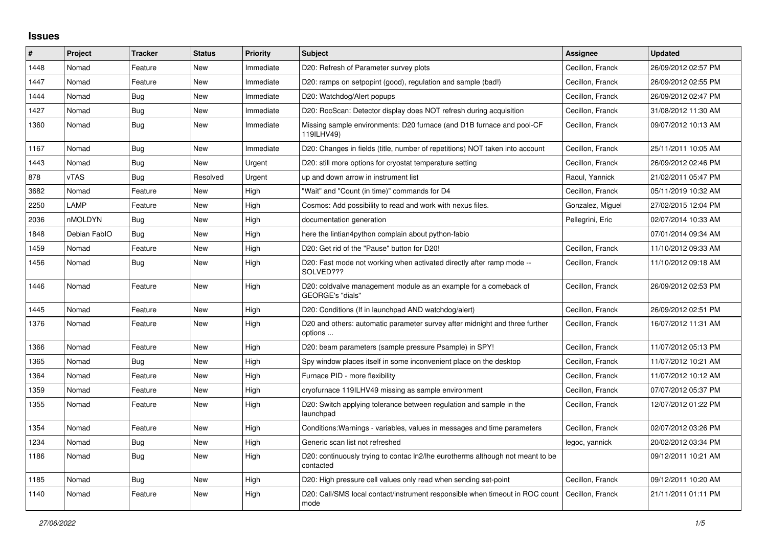## Issues

| # | Project | Tracker | Status | Priority | Subject | Assignee | Updated |
|---|---|---|---|---|---|---|---|
| 1448 | Nomad | Feature | New | Immediate | D20: Refresh of Parameter survey plots | Cecillon, Franck | 26/09/2012 02:57 PM |
| 1447 | Nomad | Feature | New | Immediate | D20: ramps on setpopint (good), regulation and sample (bad!) | Cecillon, Franck | 26/09/2012 02:55 PM |
| 1444 | Nomad | Bug | New | Immediate | D20: Watchdog/Alert popups | Cecillon, Franck | 26/09/2012 02:47 PM |
| 1427 | Nomad | Bug | New | Immediate | D20: RocScan: Detector display does NOT refresh during acquisition | Cecillon, Franck | 31/08/2012 11:30 AM |
| 1360 | Nomad | Bug | New | Immediate | Missing sample environments: D20 furnace (and D1B furnace and pool-CF 119ILHV49) | Cecillon, Franck | 09/07/2012 10:13 AM |
| 1167 | Nomad | Bug | New | Immediate | D20: Changes in fields (title, number of repetitions) NOT taken into account | Cecillon, Franck | 25/11/2011 10:05 AM |
| 1443 | Nomad | Bug | New | Urgent | D20: still more options for cryostat temperature setting | Cecillon, Franck | 26/09/2012 02:46 PM |
| 878 | vTAS | Bug | Resolved | Urgent | up and down arrow in instrument list | Raoul, Yannick | 21/02/2011 05:47 PM |
| 3682 | Nomad | Feature | New | High | "Wait" and "Count (in time)" commands for D4 | Cecillon, Franck | 05/11/2019 10:32 AM |
| 2250 | LAMP | Feature | New | High | Cosmos: Add possibility to read and work with nexus files. | Gonzalez, Miguel | 27/02/2015 12:04 PM |
| 2036 | nMOLDYN | Bug | New | High | documentation generation | Pellegrini, Eric | 02/07/2014 10:33 AM |
| 1848 | Debian FabIO | Bug | New | High | here the lintian4python complain about python-fabio | | 07/01/2014 09:34 AM |
| 1459 | Nomad | Feature | New | High | D20: Get rid of the "Pause" button for D20! | Cecillon, Franck | 11/10/2012 09:33 AM |
| 1456 | Nomad | Bug | New | High | D20: Fast mode not working when activated directly after ramp mode -- SOLVED??? | Cecillon, Franck | 11/10/2012 09:18 AM |
| 1446 | Nomad | Feature | New | High | D20: coldvalve management module as an example for a comeback of GEORGE's "dials" | Cecillon, Franck | 26/09/2012 02:53 PM |
| 1445 | Nomad | Feature | New | High | D20: Conditions (If in launchpad AND watchdog/alert) | Cecillon, Franck | 26/09/2012 02:51 PM |
| 1376 | Nomad | Feature | New | High | D20 and others: automatic parameter survey after midnight and three further options ... | Cecillon, Franck | 16/07/2012 11:31 AM |
| 1366 | Nomad | Feature | New | High | D20: beam parameters (sample pressure Psample) in SPY! | Cecillon, Franck | 11/07/2012 05:13 PM |
| 1365 | Nomad | Bug | New | High | Spy window places itself in some inconvenient place on the desktop | Cecillon, Franck | 11/07/2012 10:21 AM |
| 1364 | Nomad | Feature | New | High | Furnace PID - more flexibility | Cecillon, Franck | 11/07/2012 10:12 AM |
| 1359 | Nomad | Feature | New | High | cryofurnace 119ILHV49 missing as sample environment | Cecillon, Franck | 07/07/2012 05:37 PM |
| 1355 | Nomad | Feature | New | High | D20: Switch applying tolerance between regulation and sample in the launchpad | Cecillon, Franck | 12/07/2012 01:22 PM |
| 1354 | Nomad | Feature | New | High | Conditions:Warnings - variables, values in messages and time parameters | Cecillon, Franck | 02/07/2012 03:26 PM |
| 1234 | Nomad | Bug | New | High | Generic scan list not refreshed | legoc, yannick | 20/02/2012 03:34 PM |
| 1186 | Nomad | Bug | New | High | D20: continuously trying to contac ln2/lhe eurotherms although not meant to be contacted | | 09/12/2011 10:21 AM |
| 1185 | Nomad | Bug | New | High | D20: High pressure cell values only read when sending set-point | Cecillon, Franck | 09/12/2011 10:20 AM |
| 1140 | Nomad | Feature | New | High | D20: Call/SMS local contact/instrument responsible when timeout in ROC count mode | Cecillon, Franck | 21/11/2011 01:11 PM |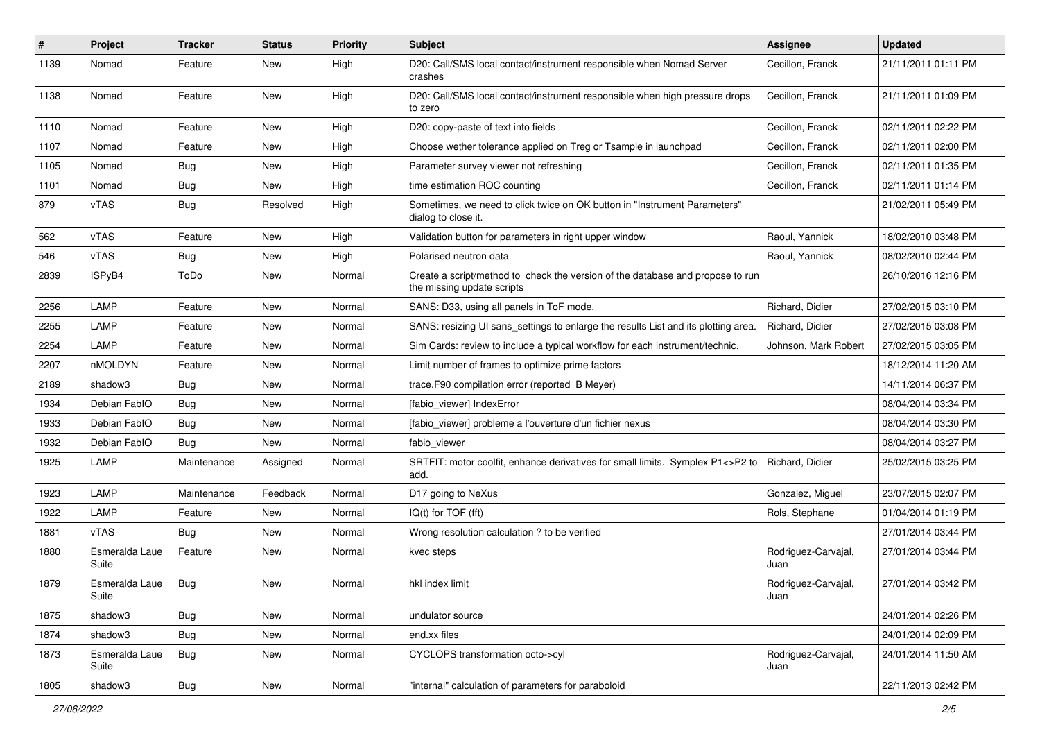| # | Project | Tracker | Status | Priority | Subject | Assignee | Updated |
|---|---|---|---|---|---|---|---|
| 1139 | Nomad | Feature | New | High | D20: Call/SMS local contact/instrument responsible when Nomad Server crashes | Cecillon, Franck | 21/11/2011 01:11 PM |
| 1138 | Nomad | Feature | New | High | D20: Call/SMS local contact/instrument responsible when high pressure drops to zero | Cecillon, Franck | 21/11/2011 01:09 PM |
| 1110 | Nomad | Feature | New | High | D20: copy-paste of text into fields | Cecillon, Franck | 02/11/2011 02:22 PM |
| 1107 | Nomad | Feature | New | High | Choose wether tolerance applied on Treg or Tsample in launchpad | Cecillon, Franck | 02/11/2011 02:00 PM |
| 1105 | Nomad | Bug | New | High | Parameter survey viewer not refreshing | Cecillon, Franck | 02/11/2011 01:35 PM |
| 1101 | Nomad | Bug | New | High | time estimation ROC counting | Cecillon, Franck | 02/11/2011 01:14 PM |
| 879 | vTAS | Bug | Resolved | High | Sometimes, we need to click twice on OK button in "Instrument Parameters" dialog to close it. | | 21/02/2011 05:49 PM |
| 562 | vTAS | Feature | New | High | Validation button for parameters in right upper window | Raoul, Yannick | 18/02/2010 03:48 PM |
| 546 | vTAS | Bug | New | High | Polarised neutron data | Raoul, Yannick | 08/02/2010 02:44 PM |
| 2839 | ISPyB4 | ToDo | New | Normal | Create a script/method to check the version of the database and propose to run the missing update scripts | | 26/10/2016 12:16 PM |
| 2256 | LAMP | Feature | New | Normal | SANS: D33, using all panels in ToF mode. | Richard, Didier | 27/02/2015 03:10 PM |
| 2255 | LAMP | Feature | New | Normal | SANS: resizing UI sans_settings to enlarge the results List and its plotting area. | Richard, Didier | 27/02/2015 03:08 PM |
| 2254 | LAMP | Feature | New | Normal | Sim Cards: review to include a typical workflow for each instrument/technic. | Johnson, Mark Robert | 27/02/2015 03:05 PM |
| 2207 | nMOLDYN | Feature | New | Normal | Limit number of frames to optimize prime factors | | 18/12/2014 11:20 AM |
| 2189 | shadow3 | Bug | New | Normal | trace.F90 compilation error (reported B Meyer) | | 14/11/2014 06:37 PM |
| 1934 | Debian FabIO | Bug | New | Normal | [fabio_viewer] IndexError | | 08/04/2014 03:34 PM |
| 1933 | Debian FabIO | Bug | New | Normal | [fabio_viewer] probleme a l'ouverture d'un fichier nexus | | 08/04/2014 03:30 PM |
| 1932 | Debian FabIO | Bug | New | Normal | fabio_viewer | | 08/04/2014 03:27 PM |
| 1925 | LAMP | Maintenance | Assigned | Normal | SRTFIT: motor coolfit, enhance derivatives for small limits. Symplex P1<>P2 to add. | Richard, Didier | 25/02/2015 03:25 PM |
| 1923 | LAMP | Maintenance | Feedback | Normal | D17 going to NeXus | Gonzalez, Miguel | 23/07/2015 02:07 PM |
| 1922 | LAMP | Feature | New | Normal | IQ(t) for TOF (fft) | Rols, Stephane | 01/04/2014 01:19 PM |
| 1881 | vTAS | Bug | New | Normal | Wrong resolution calculation ? to be verified | | 27/01/2014 03:44 PM |
| 1880 | Esmeralda Laue Suite | Feature | New | Normal | kvec steps | Rodriguez-Carvajal, Juan | 27/01/2014 03:44 PM |
| 1879 | Esmeralda Laue Suite | Bug | New | Normal | hkl index limit | Rodriguez-Carvajal, Juan | 27/01/2014 03:42 PM |
| 1875 | shadow3 | Bug | New | Normal | undulator source | | 24/01/2014 02:26 PM |
| 1874 | shadow3 | Bug | New | Normal | end.xx files | | 24/01/2014 02:09 PM |
| 1873 | Esmeralda Laue Suite | Bug | New | Normal | CYCLOPS transformation octo->cyl | Rodriguez-Carvajal, Juan | 24/01/2014 11:50 AM |
| 1805 | shadow3 | Bug | New | Normal | "internal" calculation of parameters for paraboloid | | 22/11/2013 02:42 PM |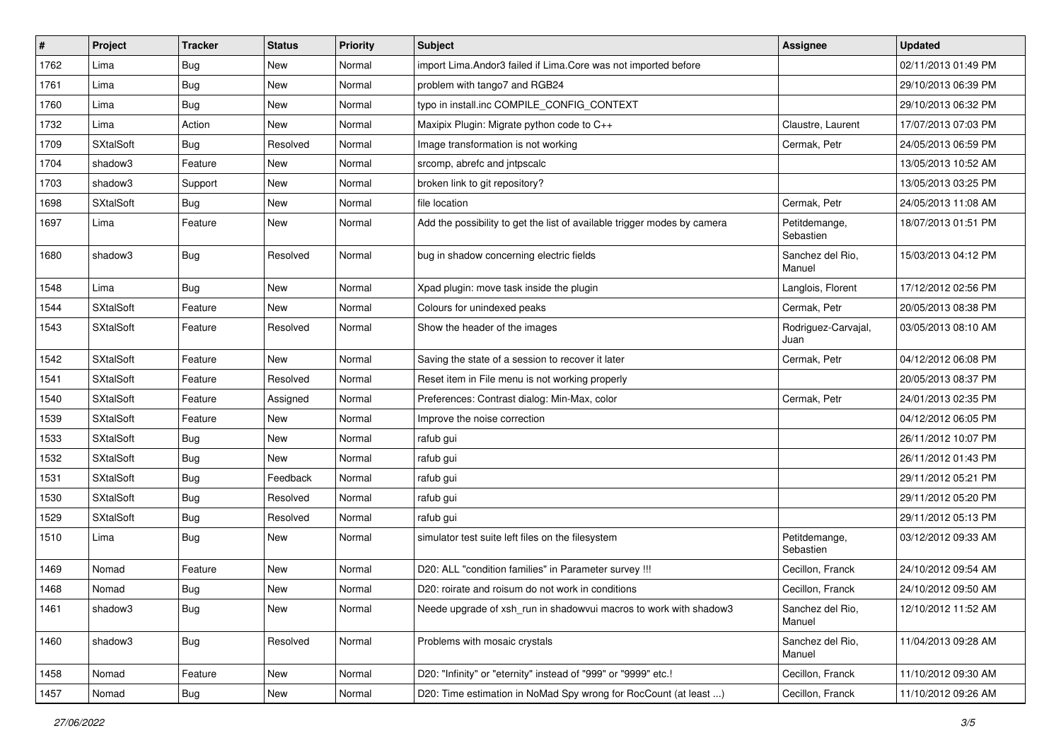| # | Project | Tracker | Status | Priority | Subject | Assignee | Updated |
|---|---|---|---|---|---|---|---|
| 1762 | Lima | Bug | New | Normal | import Lima.Andor3 failed if Lima.Core was not imported before | | 02/11/2013 01:49 PM |
| 1761 | Lima | Bug | New | Normal | problem with tango7 and RGB24 | | 29/10/2013 06:39 PM |
| 1760 | Lima | Bug | New | Normal | typo in install.inc COMPILE_CONFIG_CONTEXT | | 29/10/2013 06:32 PM |
| 1732 | Lima | Action | New | Normal | Maxipix Plugin: Migrate python code to C++ | Claustre, Laurent | 17/07/2013 07:03 PM |
| 1709 | SXtalSoft | Bug | Resolved | Normal | Image transformation is not working | Cermak, Petr | 24/05/2013 06:59 PM |
| 1704 | shadow3 | Feature | New | Normal | srcomp, abrefc and jntpscalc | | 13/05/2013 10:52 AM |
| 1703 | shadow3 | Support | New | Normal | broken link to git repository? | | 13/05/2013 03:25 PM |
| 1698 | SXtalSoft | Bug | New | Normal | file location | Cermak, Petr | 24/05/2013 11:08 AM |
| 1697 | Lima | Feature | New | Normal | Add the possibility to get the list of available trigger modes by camera | Petitdemange, Sebastien | 18/07/2013 01:51 PM |
| 1680 | shadow3 | Bug | Resolved | Normal | bug in shadow concerning electric fields | Sanchez del Rio, Manuel | 15/03/2013 04:12 PM |
| 1548 | Lima | Bug | New | Normal | Xpad plugin: move task inside the plugin | Langlois, Florent | 17/12/2012 02:56 PM |
| 1544 | SXtalSoft | Feature | New | Normal | Colours for unindexed peaks | Cermak, Petr | 20/05/2013 08:38 PM |
| 1543 | SXtalSoft | Feature | Resolved | Normal | Show the header of the images | Rodriguez-Carvajal, Juan | 03/05/2013 08:10 AM |
| 1542 | SXtalSoft | Feature | New | Normal | Saving the state of a session to recover it later | Cermak, Petr | 04/12/2012 06:08 PM |
| 1541 | SXtalSoft | Feature | Resolved | Normal | Reset item in File menu is not working properly | | 20/05/2013 08:37 PM |
| 1540 | SXtalSoft | Feature | Assigned | Normal | Preferences: Contrast dialog: Min-Max, color | Cermak, Petr | 24/01/2013 02:35 PM |
| 1539 | SXtalSoft | Feature | New | Normal | Improve the noise correction | | 04/12/2012 06:05 PM |
| 1533 | SXtalSoft | Bug | New | Normal | rafub gui | | 26/11/2012 10:07 PM |
| 1532 | SXtalSoft | Bug | New | Normal | rafub gui | | 26/11/2012 01:43 PM |
| 1531 | SXtalSoft | Bug | Feedback | Normal | rafub gui | | 29/11/2012 05:21 PM |
| 1530 | SXtalSoft | Bug | Resolved | Normal | rafub gui | | 29/11/2012 05:20 PM |
| 1529 | SXtalSoft | Bug | Resolved | Normal | rafub gui | | 29/11/2012 05:13 PM |
| 1510 | Lima | Bug | New | Normal | simulator test suite left files on the filesystem | Petitdemange, Sebastien | 03/12/2012 09:33 AM |
| 1469 | Nomad | Feature | New | Normal | D20: ALL "condition families" in Parameter survey !!! | Cecillon, Franck | 24/10/2012 09:54 AM |
| 1468 | Nomad | Bug | New | Normal | D20: roirate and roisum do not work in conditions | Cecillon, Franck | 24/10/2012 09:50 AM |
| 1461 | shadow3 | Bug | New | Normal | Neede upgrade of xsh_run in shadowvui macros to work with shadow3 | Sanchez del Rio, Manuel | 12/10/2012 11:52 AM |
| 1460 | shadow3 | Bug | Resolved | Normal | Problems with mosaic crystals | Sanchez del Rio, Manuel | 11/04/2013 09:28 AM |
| 1458 | Nomad | Feature | New | Normal | D20: "Infinity" or "eternity" instead of "999" or "9999" etc.! | Cecillon, Franck | 11/10/2012 09:30 AM |
| 1457 | Nomad | Bug | New | Normal | D20: Time estimation in NoMad Spy wrong for RocCount (at least ...) | Cecillon, Franck | 11/10/2012 09:26 AM |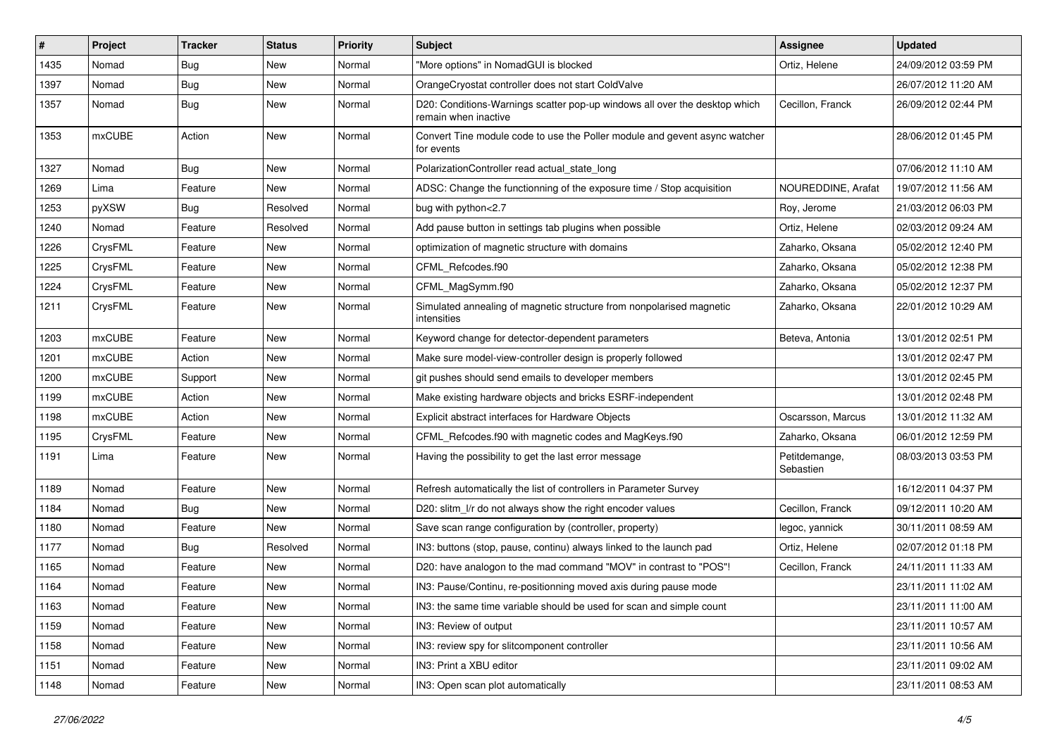| # | Project | Tracker | Status | Priority | Subject | Assignee | Updated |
|---|---|---|---|---|---|---|---|
| 1435 | Nomad | Bug | New | Normal | "More options" in NomadGUI is blocked | Ortiz, Helene | 24/09/2012 03:59 PM |
| 1397 | Nomad | Bug | New | Normal | OrangeCryostat controller does not start ColdValve | | 26/07/2012 11:20 AM |
| 1357 | Nomad | Bug | New | Normal | D20: Conditions-Warnings scatter pop-up windows all over the desktop which remain when inactive | Cecillon, Franck | 26/09/2012 02:44 PM |
| 1353 | mxCUBE | Action | New | Normal | Convert Tine module code to use the Poller module and gevent async watcher for events | | 28/06/2012 01:45 PM |
| 1327 | Nomad | Bug | New | Normal | PolarizationController read actual_state_long | | 07/06/2012 11:10 AM |
| 1269 | Lima | Feature | New | Normal | ADSC: Change the functionning of the exposure time / Stop acquisition | NOUREDDINE, Arafat | 19/07/2012 11:56 AM |
| 1253 | pyXSW | Bug | Resolved | Normal | bug with python<2.7 | Roy, Jerome | 21/03/2012 06:03 PM |
| 1240 | Nomad | Feature | Resolved | Normal | Add pause button in settings tab plugins when possible | Ortiz, Helene | 02/03/2012 09:24 AM |
| 1226 | CrysFML | Feature | New | Normal | optimization of magnetic structure with domains | Zaharko, Oksana | 05/02/2012 12:40 PM |
| 1225 | CrysFML | Feature | New | Normal | CFML_Refcodes.f90 | Zaharko, Oksana | 05/02/2012 12:38 PM |
| 1224 | CrysFML | Feature | New | Normal | CFML_MagSymm.f90 | Zaharko, Oksana | 05/02/2012 12:37 PM |
| 1211 | CrysFML | Feature | New | Normal | Simulated annealing of magnetic structure from nonpolarised magnetic intensities | Zaharko, Oksana | 22/01/2012 10:29 AM |
| 1203 | mxCUBE | Feature | New | Normal | Keyword change for detector-dependent parameters | Beteva, Antonia | 13/01/2012 02:51 PM |
| 1201 | mxCUBE | Action | New | Normal | Make sure model-view-controller design is properly followed | | 13/01/2012 02:47 PM |
| 1200 | mxCUBE | Support | New | Normal | git pushes should send emails to developer members | | 13/01/2012 02:45 PM |
| 1199 | mxCUBE | Action | New | Normal | Make existing hardware objects and bricks ESRF-independent | | 13/01/2012 02:48 PM |
| 1198 | mxCUBE | Action | New | Normal | Explicit abstract interfaces for Hardware Objects | Oscarsson, Marcus | 13/01/2012 11:32 AM |
| 1195 | CrysFML | Feature | New | Normal | CFML_Refcodes.f90 with magnetic codes and MagKeys.f90 | Zaharko, Oksana | 06/01/2012 12:59 PM |
| 1191 | Lima | Feature | New | Normal | Having the possibility to get the last error message | Petitdemange, Sebastien | 08/03/2013 03:53 PM |
| 1189 | Nomad | Feature | New | Normal | Refresh automatically the list of controllers in Parameter Survey | | 16/12/2011 04:37 PM |
| 1184 | Nomad | Bug | New | Normal | D20: slitm_l/r do not always show the right encoder values | Cecillon, Franck | 09/12/2011 10:20 AM |
| 1180 | Nomad | Feature | New | Normal | Save scan range configuration by (controller, property) | legoc, yannick | 30/11/2011 08:59 AM |
| 1177 | Nomad | Bug | Resolved | Normal | IN3: buttons (stop, pause, continu) always linked to the launch pad | Ortiz, Helene | 02/07/2012 01:18 PM |
| 1165 | Nomad | Feature | New | Normal | D20: have analogon to the mad command "MOV" in contrast to "POS"! | Cecillon, Franck | 24/11/2011 11:33 AM |
| 1164 | Nomad | Feature | New | Normal | IN3: Pause/Continu, re-positionning moved axis during pause mode | | 23/11/2011 11:02 AM |
| 1163 | Nomad | Feature | New | Normal | IN3: the same time variable should be used for scan and simple count | | 23/11/2011 11:00 AM |
| 1159 | Nomad | Feature | New | Normal | IN3: Review of output | | 23/11/2011 10:57 AM |
| 1158 | Nomad | Feature | New | Normal | IN3: review spy for slitcomponent controller | | 23/11/2011 10:56 AM |
| 1151 | Nomad | Feature | New | Normal | IN3: Print a XBU editor | | 23/11/2011 09:02 AM |
| 1148 | Nomad | Feature | New | Normal | IN3: Open scan plot automatically | | 23/11/2011 08:53 AM |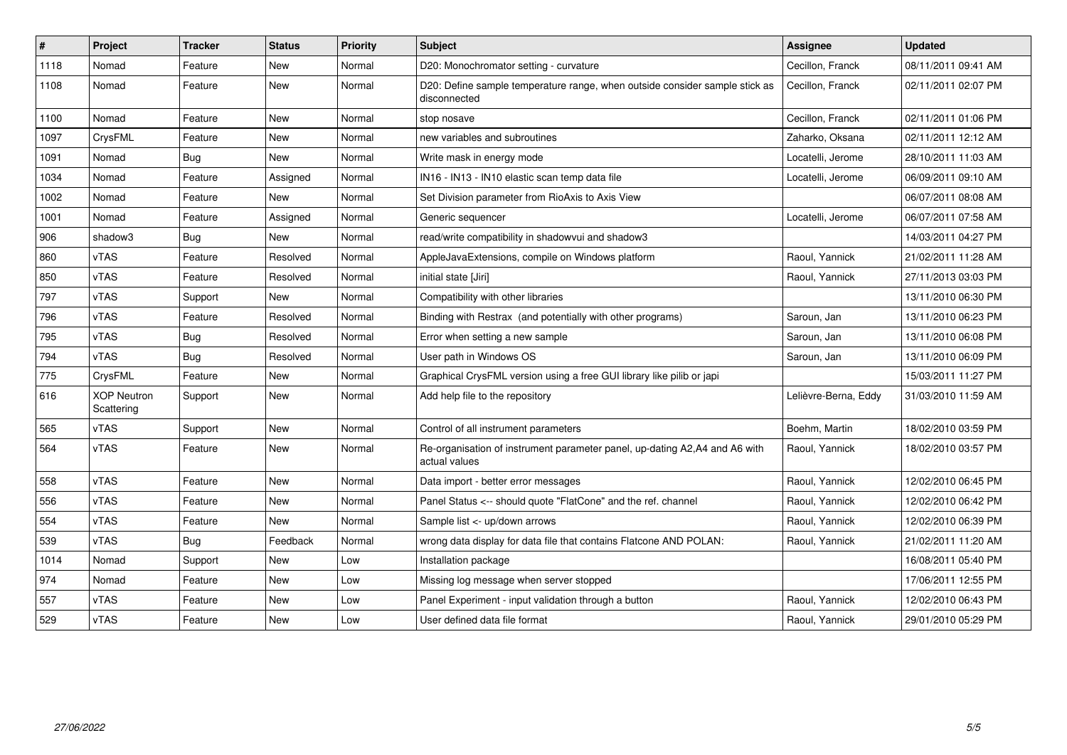| # | Project | Tracker | Status | Priority | Subject | Assignee | Updated |
|---|---|---|---|---|---|---|---|
| 1118 | Nomad | Feature | New | Normal | D20: Monochromator setting - curvature | Cecillon, Franck | 08/11/2011 09:41 AM |
| 1108 | Nomad | Feature | New | Normal | D20: Define sample temperature range, when outside consider sample stick as disconnected | Cecillon, Franck | 02/11/2011 02:07 PM |
| 1100 | Nomad | Feature | New | Normal | stop nosave | Cecillon, Franck | 02/11/2011 01:06 PM |
| 1097 | CrysFML | Feature | New | Normal | new variables and subroutines | Zaharko, Oksana | 02/11/2011 12:12 AM |
| 1091 | Nomad | Bug | New | Normal | Write mask in energy mode | Locatelli, Jerome | 28/10/2011 11:03 AM |
| 1034 | Nomad | Feature | Assigned | Normal | IN16 - IN13 - IN10 elastic scan temp data file | Locatelli, Jerome | 06/09/2011 09:10 AM |
| 1002 | Nomad | Feature | New | Normal | Set Division parameter from RioAxis to Axis View | | 06/07/2011 08:08 AM |
| 1001 | Nomad | Feature | Assigned | Normal | Generic sequencer | Locatelli, Jerome | 06/07/2011 07:58 AM |
| 906 | shadow3 | Bug | New | Normal | read/write compatibility in shadowvui and shadow3 | | 14/03/2011 04:27 PM |
| 860 | vTAS | Feature | Resolved | Normal | AppleJavaExtensions, compile on Windows platform | Raoul, Yannick | 21/02/2011 11:28 AM |
| 850 | vTAS | Feature | Resolved | Normal | initial state [Jiri] | Raoul, Yannick | 27/11/2013 03:03 PM |
| 797 | vTAS | Support | New | Normal | Compatibility with other libraries | | 13/11/2010 06:30 PM |
| 796 | vTAS | Feature | Resolved | Normal | Binding with Restrax (and potentially with other programs) | Saroun, Jan | 13/11/2010 06:23 PM |
| 795 | vTAS | Bug | Resolved | Normal | Error when setting a new sample | Saroun, Jan | 13/11/2010 06:08 PM |
| 794 | vTAS | Bug | Resolved | Normal | User path in Windows OS | Saroun, Jan | 13/11/2010 06:09 PM |
| 775 | CrysFML | Feature | New | Normal | Graphical CrysFML version using a free GUI library like pilib or japi | | 15/03/2011 11:27 PM |
| 616 | XOP Neutron Scattering | Support | New | Normal | Add help file to the repository | Lelièvre-Berna, Eddy | 31/03/2010 11:59 AM |
| 565 | vTAS | Support | New | Normal | Control of all instrument parameters | Boehm, Martin | 18/02/2010 03:59 PM |
| 564 | vTAS | Feature | New | Normal | Re-organisation of instrument parameter panel, up-dating A2,A4 and A6 with actual values | Raoul, Yannick | 18/02/2010 03:57 PM |
| 558 | vTAS | Feature | New | Normal | Data import - better error messages | Raoul, Yannick | 12/02/2010 06:45 PM |
| 556 | vTAS | Feature | New | Normal | Panel Status <-- should quote "FlatCone" and the ref. channel | Raoul, Yannick | 12/02/2010 06:42 PM |
| 554 | vTAS | Feature | New | Normal | Sample list <- up/down arrows | Raoul, Yannick | 12/02/2010 06:39 PM |
| 539 | vTAS | Bug | Feedback | Normal | wrong data display for data file that contains Flatcone AND POLAN: | Raoul, Yannick | 21/02/2011 11:20 AM |
| 1014 | Nomad | Support | New | Low | Installation package | | 16/08/2011 05:40 PM |
| 974 | Nomad | Feature | New | Low | Missing log message when server stopped | | 17/06/2011 12:55 PM |
| 557 | vTAS | Feature | New | Low | Panel Experiment - input validation through a button | Raoul, Yannick | 12/02/2010 06:43 PM |
| 529 | vTAS | Feature | New | Low | User defined data file format | Raoul, Yannick | 29/01/2010 05:29 PM |